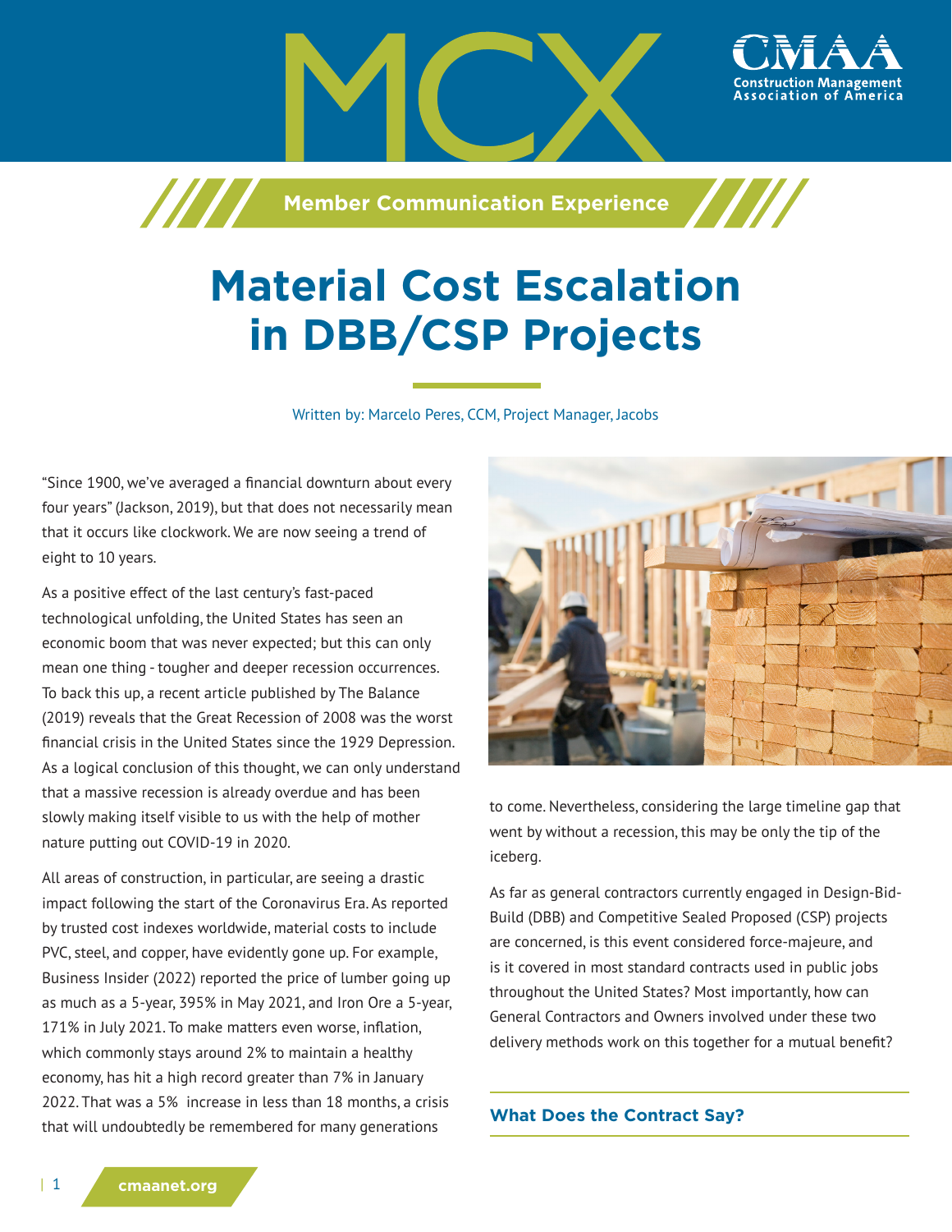MCX

**Member Communication Experience**

# Material Cost Escalation in DBB/CSP Projects

Written by: Marcelo Peres, CCM, Project Manager, Jacobs

"Since 1900, we've averaged a financial downturn about every four years" (Jackson, 2019), but that does not necessarily mean that it occurs like clockwork. We are now seeing a trend of eight to 10 years.

As a positive effect of the last century's fast-paced technological unfolding, the United States has seen an economic boom that was never expected; but this can only mean one thing - tougher and deeper recession occurrences. To back this up, a recent article published by The Balance (2019) reveals that the Great Recession of 2008 was the worst financial crisis in the United States since the 1929 Depression. As a logical conclusion of this thought, we can only understand that a massive recession is already overdue and has been slowly making itself visible to us with the help of mother nature putting out COVID-19 in 2020.

All areas of construction, in particular, are seeing a drastic impact following the start of the Coronavirus Era. As reported by trusted cost indexes worldwide, material costs to include PVC, steel, and copper, have evidently gone up. For example, Business Insider (2022) reported the price of lumber going up as much as a 5-year, 395% in May 2021, and Iron Ore a 5-year, 171% in July 2021. To make matters even worse, inflation, which commonly stays around 2% to maintain a healthy economy, has hit a high record greater than 7% in January 2022. That was a 5% increase in less than 18 months, a crisis that will undoubtedly be remembered for many generations to come. Nevertheless, considering the large timeline gap that went by without a recession, this may be only the tip of the iceberg.

As far as general contractors currently engaged in Design-Bid-Build (DBB) and Competitive Sealed Proposed (CSP) projects are concerned, is this event considered force-majeure, and is it covered in most standard contracts used in public jobs throughout the United States? Most importantly, how can General Contractors and Owners involved under these two delivery methods work on this together for a mutual benefit?

## What Does the Contract Say?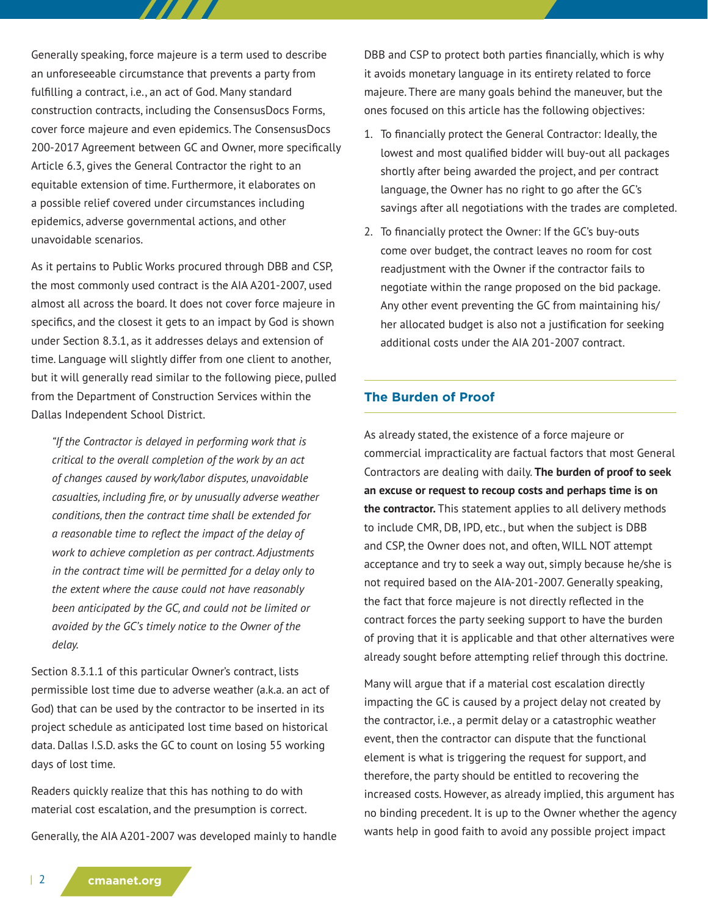Generally speaking, force majeure is a term used to describe an unforeseeable circumstance that prevents a party from fulfilling a contract, i.e., an act of God. Many standard construction contracts, including the ConsensusDocs Forms, cover force majeure and even epidemics. The ConsensusDocs 200-2017 Agreement between GC and Owner, more specifically Article 6.3, gives the General Contractor the right to an equitable extension of time. Furthermore, it elaborates on a possible relief covered under circumstances including epidemics, adverse governmental actions, and other unavoidable scenarios.

As it pertains to Public Works procured through DBB and CSP, the most commonly used contract is the AIA A201-2007, used almost all across the board. It does not cover force majeure in specifics, and the closest it gets to an impact by God is shown under Section 8.3.1, as it addresses delays and extension of time. Language will slightly differ from one client to another, but it will generally read similar to the following piece, pulled from the Department of Construction Services within the Dallas Independent School District.

> *"If the Contractor is delayed in performing work that is critical to the overall completion of the work by an act of changes caused by work/labor disputes, unavoidable casualties, including fire, or by unusually adverse weather conditions, then the contract time shall be extended for a reasonable time to reflect the impact of the delay of work to achieve completion as per contract. Adjustments in the contract time will be permitted for a delay only to the extent where the cause could not have reasonably been anticipated by the GC, and could not be limited or avoided by the GC's timely notice to the Owner of the delay.*

Section 8.3.1.1 of this particular Owner's contract, lists permissible lost time due to adverse weather (a.k.a. an act of God) that can be used by the contractor to be inserted in its project schedule as anticipated lost time based on historical data. Dallas I.S.D. asks the GC to count on losing 55 working days of lost time.

Readers quickly realize that this has nothing to do with material cost escalation, and the presumption is correct.

Generally, the AIA A201-2007 was developed mainly to handle DBB and CSP to protect both parties financially, which is why it avoids monetary language in its entirety related to force majeure. There are many goals behind the maneuver, but the ones focused on this article has the following objectives:

1. To financially protect the General Contractor: Ideally, the lowest and most qualified bidder will buy-out all packages shortly after being awarded the project, and per contract language, the Owner has no right to go after the GC's savings after all negotiations with the trades are completed.
2. To financially protect the Owner: If the GC's buy-outs come over budget, the contract leaves no room for cost readjustment with the Owner if the contractor fails to negotiate within the range proposed on the bid package. Any other event preventing the GC from maintaining his/her allocated budget is also not a justification for seeking additional costs under the AIA 201-2007 contract.

## The Burden of Proof

As already stated, the existence of a force majeure or commercial impracticality are factual factors that most General Contractors are dealing with daily. **The burden of proof to seek an excuse or request to recoup costs and perhaps time is on the contractor.** This statement applies to all delivery methods to include CMR, DB, IPD, etc., but when the subject is DBB and CSP, the Owner does not, and often, WILL NOT attempt acceptance and try to seek a way out, simply because he/she is not required based on the AIA-201-2007. Generally speaking, the fact that force majeure is not directly reflected in the contract forces the party seeking support to have the burden of proving that it is applicable and that other alternatives were already sought before attempting relief through this doctrine.

Many will argue that if a material cost escalation directly impacting the GC is caused by a project delay not created by the contractor, i.e., a permit delay or a catastrophic weather event, then the contractor can dispute that the functional element is what is triggering the request for support, and therefore, the party should be entitled to recovering the increased costs. However, as already implied, this argument has no binding precedent. It is up to the Owner whether the agency wants help in good faith to avoid any possible project impact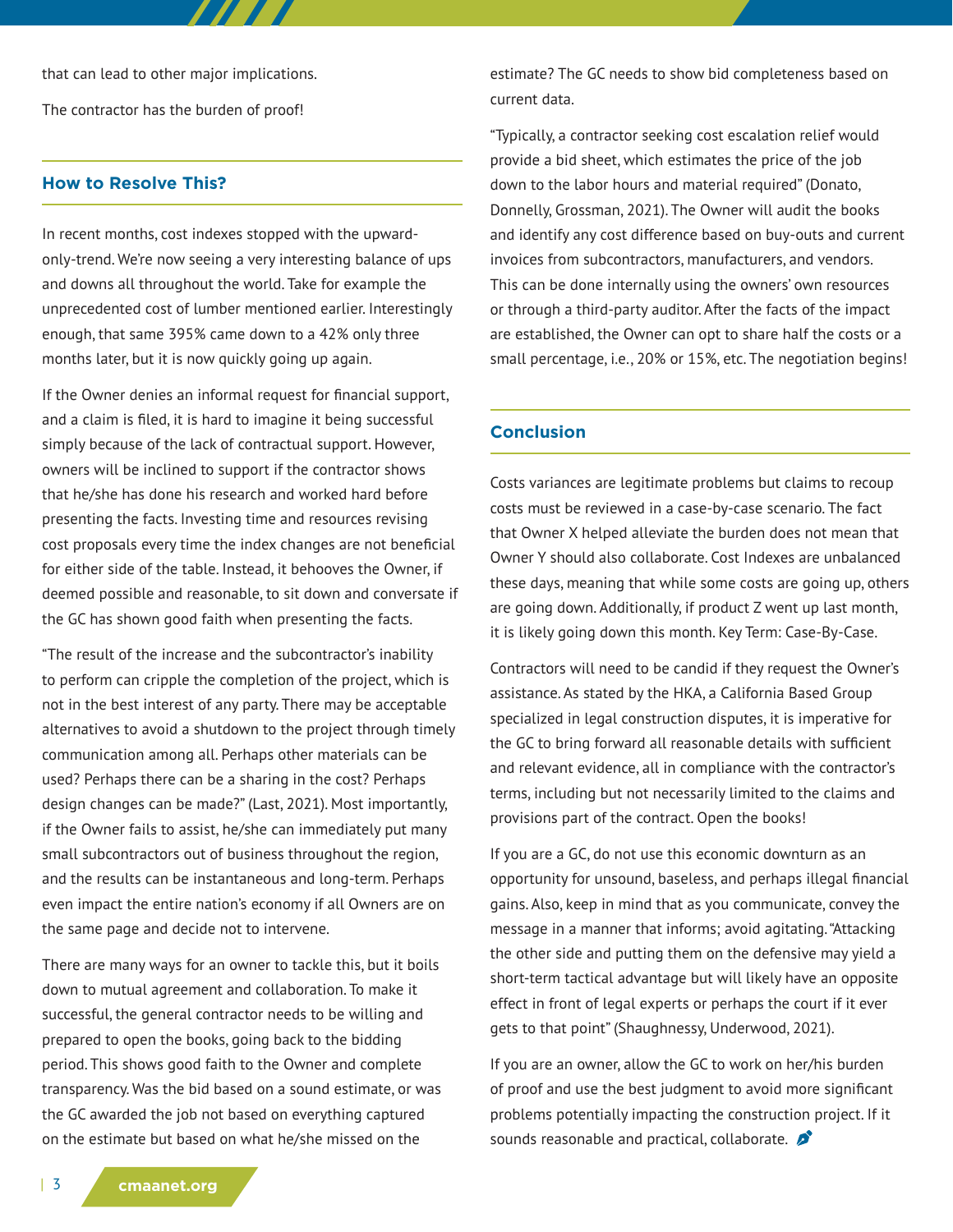that can lead to other major implications.

The contractor has the burden of proof!

## How to Resolve This?

In recent months, cost indexes stopped with the upward-only-trend. We're now seeing a very interesting balance of ups and downs all throughout the world. Take for example the unprecedented cost of lumber mentioned earlier. Interestingly enough, that same 395% came down to a 42% only three months later, but it is now quickly going up again.

If the Owner denies an informal request for financial support, and a claim is filed, it is hard to imagine it being successful simply because of the lack of contractual support. However, owners will be inclined to support if the contractor shows that he/she has done his research and worked hard before presenting the facts. Investing time and resources revising cost proposals every time the index changes are not beneficial for either side of the table. Instead, it behooves the Owner, if deemed possible and reasonable, to sit down and conversate if the GC has shown good faith when presenting the facts.

"The result of the increase and the subcontractor's inability to perform can cripple the completion of the project, which is not in the best interest of any party. There may be acceptable alternatives to avoid a shutdown to the project through timely communication among all. Perhaps other materials can be used? Perhaps there can be a sharing in the cost? Perhaps design changes can be made?" (Last, 2021). Most importantly, if the Owner fails to assist, he/she can immediately put many small subcontractors out of business throughout the region, and the results can be instantaneous and long-term. Perhaps even impact the entire nation's economy if all Owners are on the same page and decide not to intervene.

There are many ways for an owner to tackle this, but it boils down to mutual agreement and collaboration. To make it successful, the general contractor needs to be willing and prepared to open the books, going back to the bidding period. This shows good faith to the Owner and complete transparency. Was the bid based on a sound estimate, or was the GC awarded the job not based on everything captured on the estimate but based on what he/she missed on the estimate? The GC needs to show bid completeness based on current data.

"Typically, a contractor seeking cost escalation relief would provide a bid sheet, which estimates the price of the job down to the labor hours and material required" (Donato, Donnelly, Grossman, 2021). The Owner will audit the books and identify any cost difference based on buy-outs and current invoices from subcontractors, manufacturers, and vendors. This can be done internally using the owners' own resources or through a third-party auditor. After the facts of the impact are established, the Owner can opt to share half the costs or a small percentage, i.e., 20% or 15%, etc. The negotiation begins!

## Conclusion

Costs variances are legitimate problems but claims to recoup costs must be reviewed in a case-by-case scenario. The fact that Owner X helped alleviate the burden does not mean that Owner Y should also collaborate. Cost Indexes are unbalanced these days, meaning that while some costs are going up, others are going down. Additionally, if product Z went up last month, it is likely going down this month. Key Term: Case-By-Case.

Contractors will need to be candid if they request the Owner's assistance. As stated by the HKA, a California Based Group specialized in legal construction disputes, it is imperative for the GC to bring forward all reasonable details with sufficient and relevant evidence, all in compliance with the contractor's terms, including but not necessarily limited to the claims and provisions part of the contract. Open the books!

If you are a GC, do not use this economic downturn as an opportunity for unsound, baseless, and perhaps illegal financial gains. Also, keep in mind that as you communicate, convey the message in a manner that informs; avoid agitating. "Attacking the other side and putting them on the defensive may yield a short-term tactical advantage but will likely have an opposite effect in front of legal experts or perhaps the court if it ever gets to that point" (Shaughnessy, Underwood, 2021).

If you are an owner, allow the GC to work on her/his burden of proof and use the best judgment to avoid more significant problems potentially impacting the construction project. If it sounds reasonable and practical, collaborate.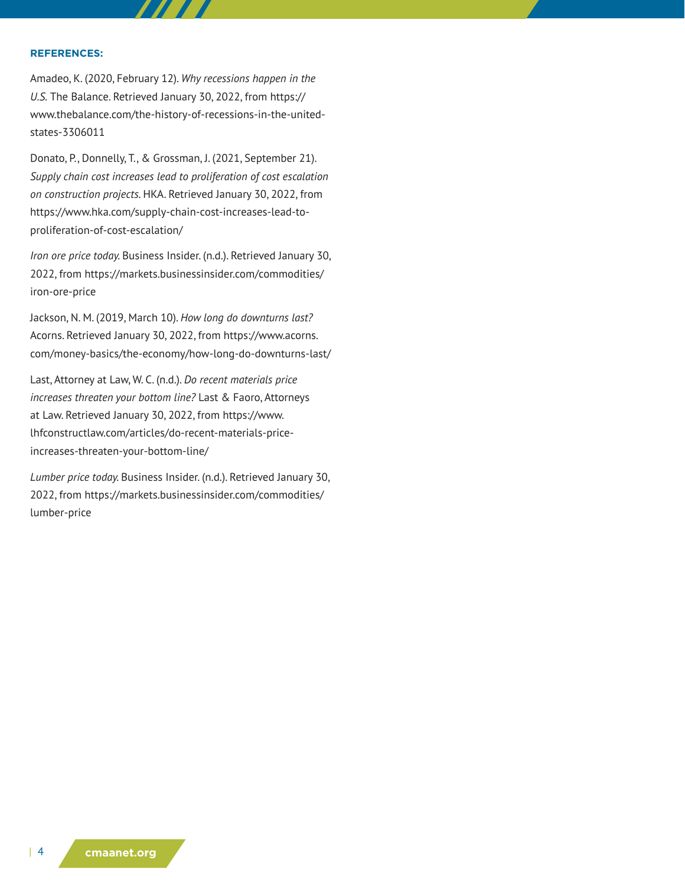**REFERENCES:**

Amadeo, K. (2020, February 12). *Why recessions happen in the U.S.* The Balance. Retrieved January 30, 2022, from https://www.thebalance.com/the-history-of-recessions-in-the-united-states-3306011

Donato, P., Donnelly, T., & Grossman, J. (2021, September 21). *Supply chain cost increases lead to proliferation of cost escalation on construction projects.* HKA. Retrieved January 30, 2022, from https://www.hka.com/supply-chain-cost-increases-lead-to-proliferation-of-cost-escalation/

*Iron ore price today.* Business Insider. (n.d.). Retrieved January 30, 2022, from https://markets.businessinsider.com/commodities/iron-ore-price

Jackson, N. M. (2019, March 10). *How long do downturns last?* Acorns. Retrieved January 30, 2022, from https://www.acorns.com/money-basics/the-economy/how-long-do-downturns-last/

Last, Attorney at Law, W. C. (n.d.). *Do recent materials price increases threaten your bottom line?* Last & Faoro, Attorneys at Law. Retrieved January 30, 2022, from https://www.lhfconstructlaw.com/articles/do-recent-materials-price-increases-threaten-your-bottom-line/

*Lumber price today.* Business Insider. (n.d.). Retrieved January 30, 2022, from https://markets.businessinsider.com/commodities/lumber-price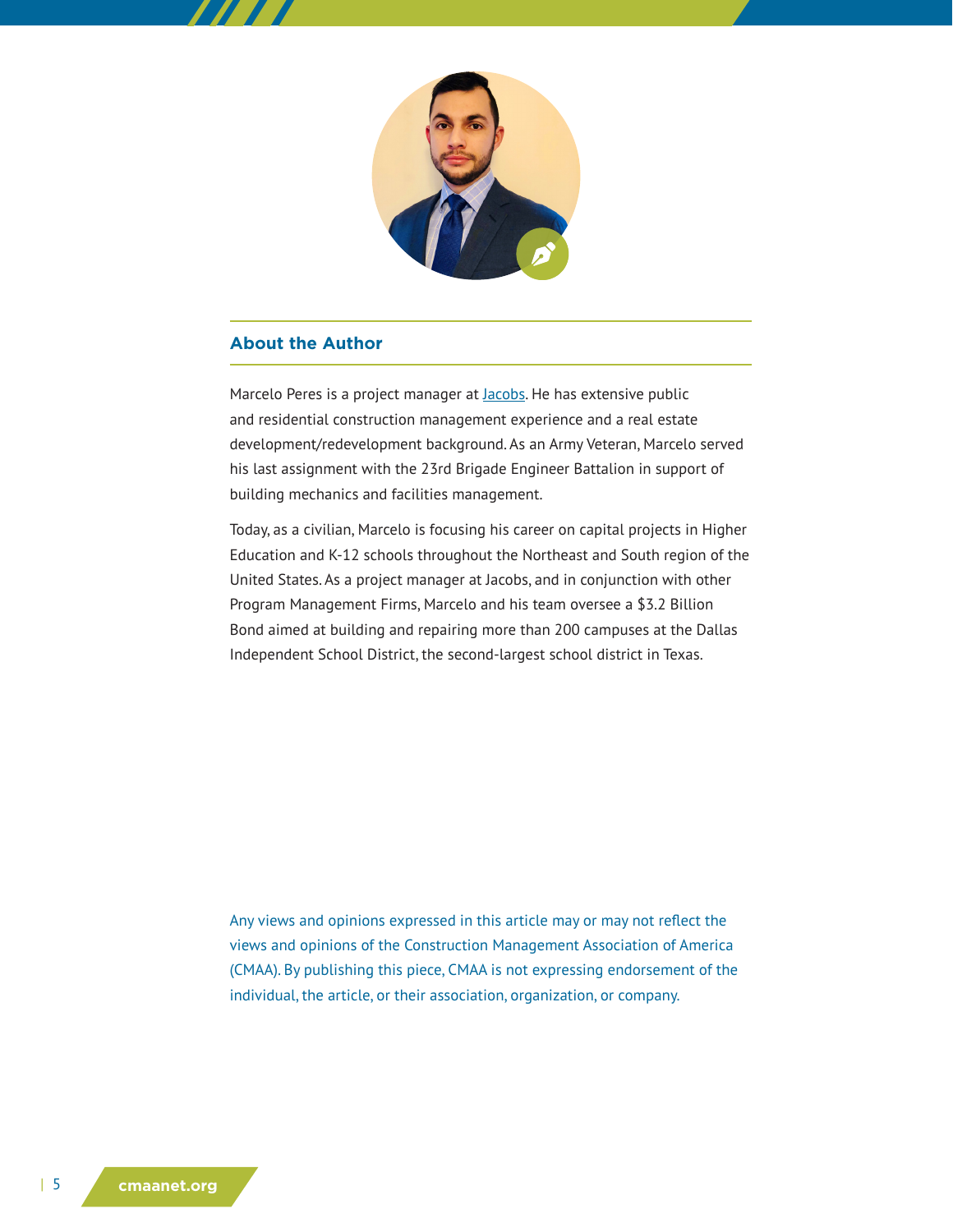## About the Author

Marcelo Peres is a project manager at [Jacobs](). He has extensive public and residential construction management experience and a real estate development/redevelopment background. As an Army Veteran, Marcelo served his last assignment with the 23rd Brigade Engineer Battalion in support of building mechanics and facilities management.

Today, as a civilian, Marcelo is focusing his career on capital projects in Higher Education and K-12 schools throughout the Northeast and South region of the United States. As a project manager at Jacobs, and in conjunction with other Program Management Firms, Marcelo and his team oversee a $3.2 Billion Bond aimed at building and repairing more than 200 campuses at the Dallas Independent School District, the second-largest school district in Texas.

Any views and opinions expressed in this article may or may not reflect the views and opinions of the Construction Management Association of America (CMAA). By publishing this piece, CMAA is not expressing endorsement of the individual, the article, or their association, organization, or company.